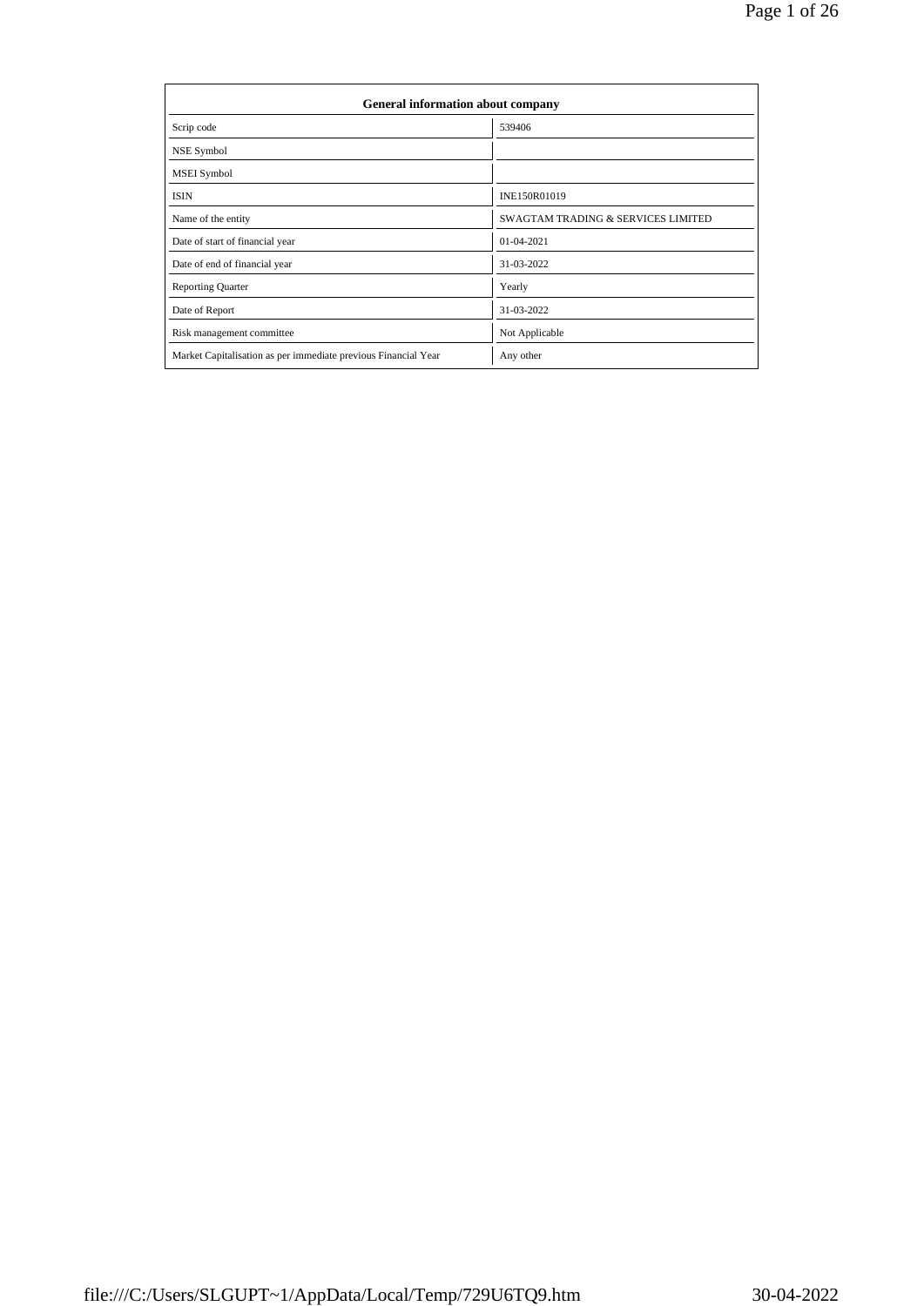| General information about company | |
|---|---|
| Scrip code | 539406 |
| NSE Symbol | |
| MSEI Symbol | |
| ISIN | INE150R01019 |
| Name of the entity | SWAGTAM TRADING & SERVICES LIMITED |
| Date of start of financial year | 01-04-2021 |
| Date of end of financial year | 31-03-2022 |
| Reporting Quarter | Yearly |
| Date of Report | 31-03-2022 |
| Risk management committee | Not Applicable |
| Market Capitalisation as per immediate previous Financial Year | Any other |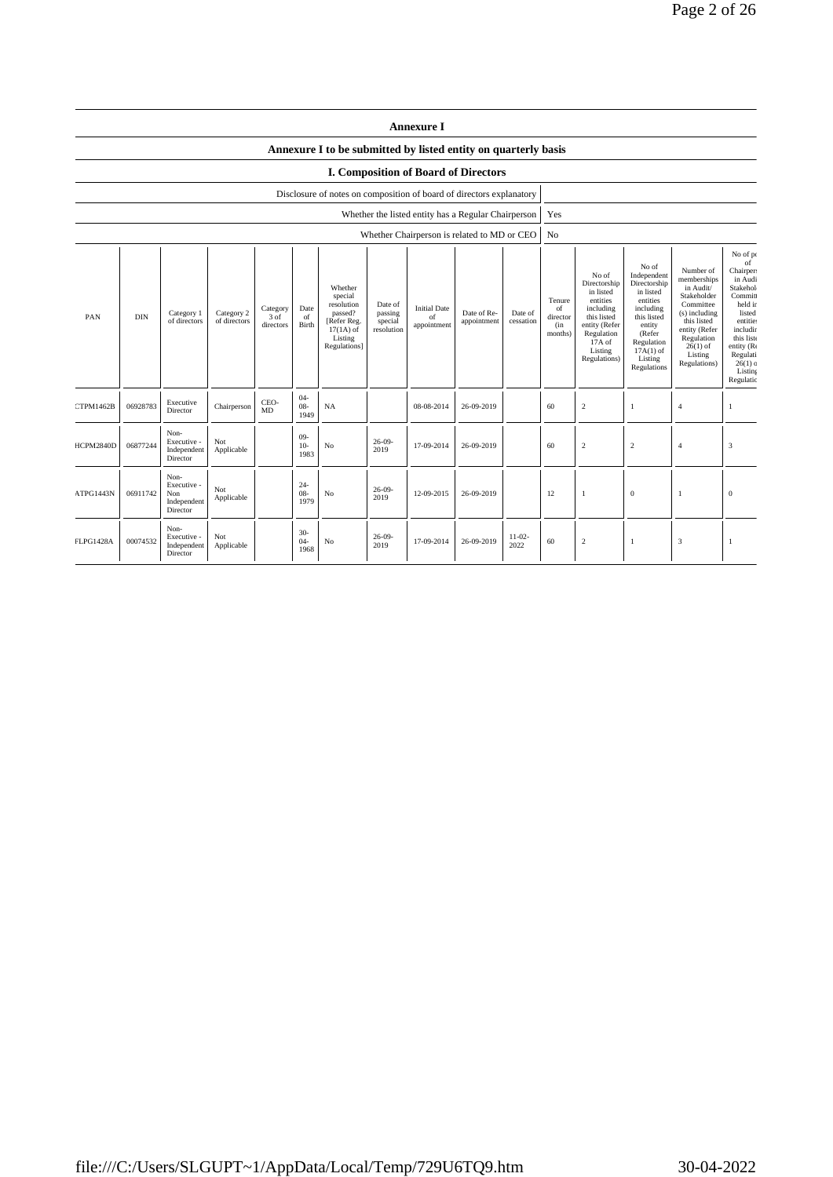# Annexure I

## Annexure I to be submitted by listed entity on quarterly basis

### I. Composition of Board of Directors

| Disclosure of notes on composition of board of directors explanatory | |
|---|---|
| Whether the listed entity has a Regular Chairperson | Yes |
| Whether Chairperson is related to MD or CEO | No |

| PAN | DIN | Category 1 of directors | Category 2 of directors | Category 3 of directors | Date of Birth | Whether special resolution passed? [Refer Reg. 17(1A) of Listing Regulations] | Date of passing special resolution | Initial Date of appointment | Date of Re-appointment | Date of cessation | Tenure of director (in months) | No of Directorship in listed entities including this listed entity (Refer Regulation 17A of Listing Regulations) | No of Independent Directorship in listed entities including this listed entity (Refer Regulation 17A(1) of Listing Regulations | Number of memberships in Audit/ Stakeholder Committee (s) including this listed entity (Refer Regulation 26(1) of Listing Regulations) | No of po of Chairpers in Audi Stakehol Committ held ir listed entities includir this liste entity (Re Regulati 26(1) o Listing Regulatic |
|---|---|---|---|---|---|---|---|---|---|---|---|---|---|---|---|
| CTPM1462B | 06928783 | Executive Director | Chairperson | CEO-MD | 04-08-1949 | NA | | 08-08-2014 | 26-09-2019 | | 60 | 2 | 1 | 4 | 1 |
| HCPM2840D | 06877244 | Non-Executive - Independent Director | Not Applicable | | 09-10-1983 | No | 26-09-2019 | 17-09-2014 | 26-09-2019 | | 60 | 2 | 2 | 4 | 3 |
| ATPG1443N | 06911742 | Non-Executive - Non Independent Director | Not Applicable | | 24-08-1979 | No | 26-09-2019 | 12-09-2015 | 26-09-2019 | | 12 | 1 | 0 | 1 | 0 |
| FLPG1428A | 00074532 | Non-Executive - Independent Director | Not Applicable | | 30-04-1968 | No | 26-09-2019 | 17-09-2014 | 26-09-2019 | 11-02-2022 | 60 | 2 | 1 | 3 | 1 |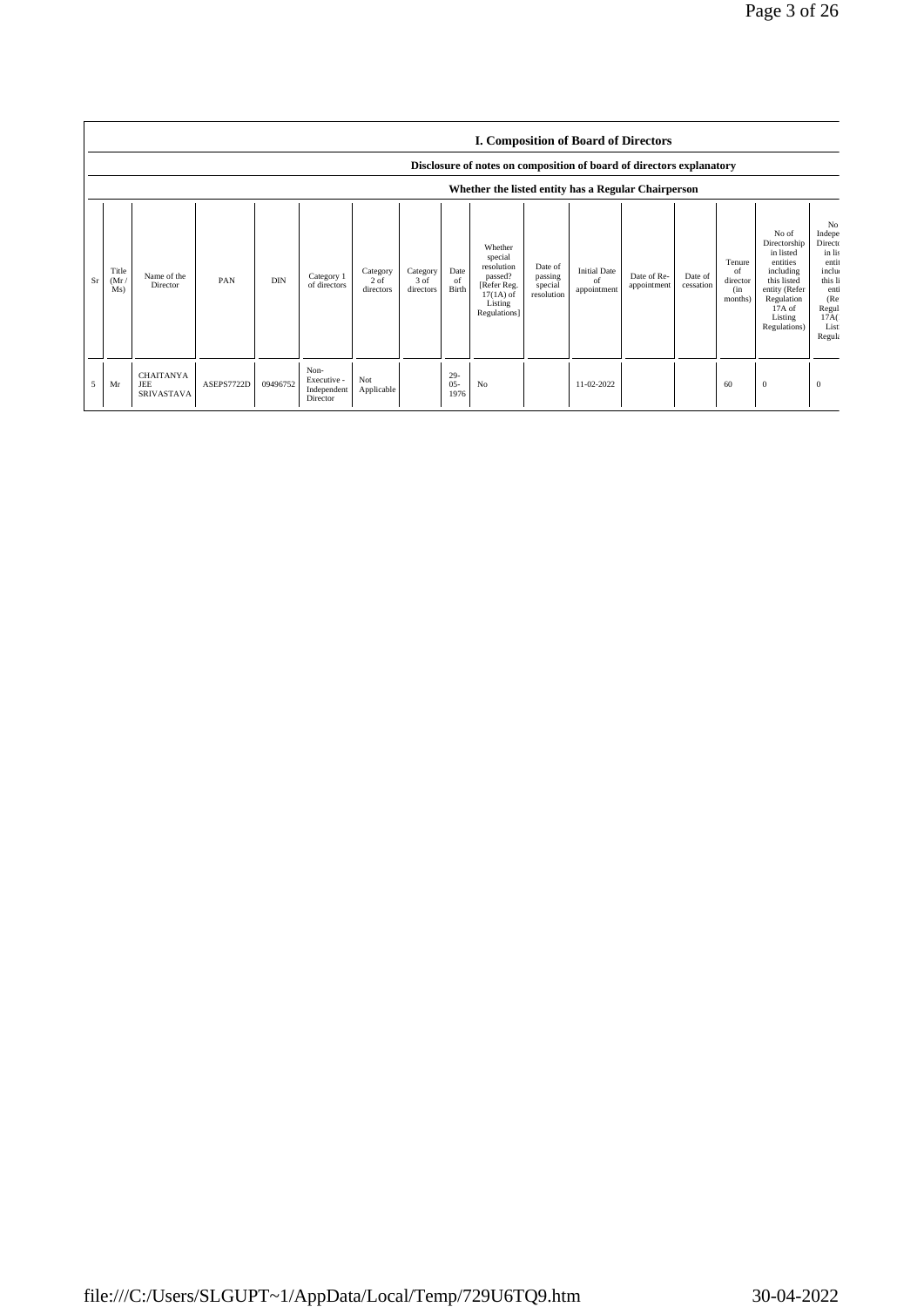## I. Composition of Board of Directors

### Disclosure of notes on composition of board of directors explanatory

### Whether the listed entity has a Regular Chairperson

| Sr | Title (Mr / Ms) | Name of the Director | PAN | DIN | Category 1 of directors | Category 2 of directors | Category 3 of directors | Date of Birth | Whether special resolution passed? [Refer Reg. 17(1A) of Listing Regulations] | Date of passing special resolution | Initial Date of appointment | Date of Re-appointment | Date of cessation | Tenure of director (in months) | No of Directorship in listed entities including this listed entity (Refer Regulation 17A of Listing Regulations) | No Indepe Directo in lis entit inclu this li enti (Re Regul 17A( List Regul |
|---|---|---|---|---|---|---|---|---|---|---|---|---|---|---|---|---|
| 5 | Mr | CHAITANYA JEE SRIVASTAVA | ASEPS7722D | 09496752 | Non-Executive - Independent Director | Not Applicable | | 29-05-1976 | No | | 11-02-2022 | | | 60 | 0 | 0 |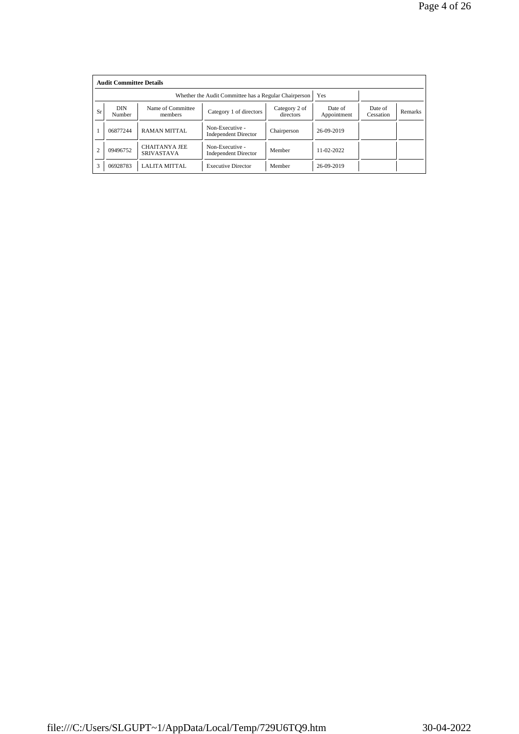**Audit Committee Details**

| Whether the Audit Committee has a Regular Chairperson | | | | | Yes | | |
|---|---|---|---|---|---|---|---|
| Sr | DIN Number | Name of Committee members | Category 1 of directors | Category 2 of directors | Date of Appointment | Date of Cessation | Remarks |
| 1 | 06877244 | RAMAN MITTAL | Non-Executive - Independent Director | Chairperson | 26-09-2019 | | |
| 2 | 09496752 | CHAITANYA JEE SRIVASTAVA | Non-Executive - Independent Director | Member | 11-02-2022 | | |
| 3 | 06928783 | LALITA MITTAL | Executive Director | Member | 26-09-2019 | | |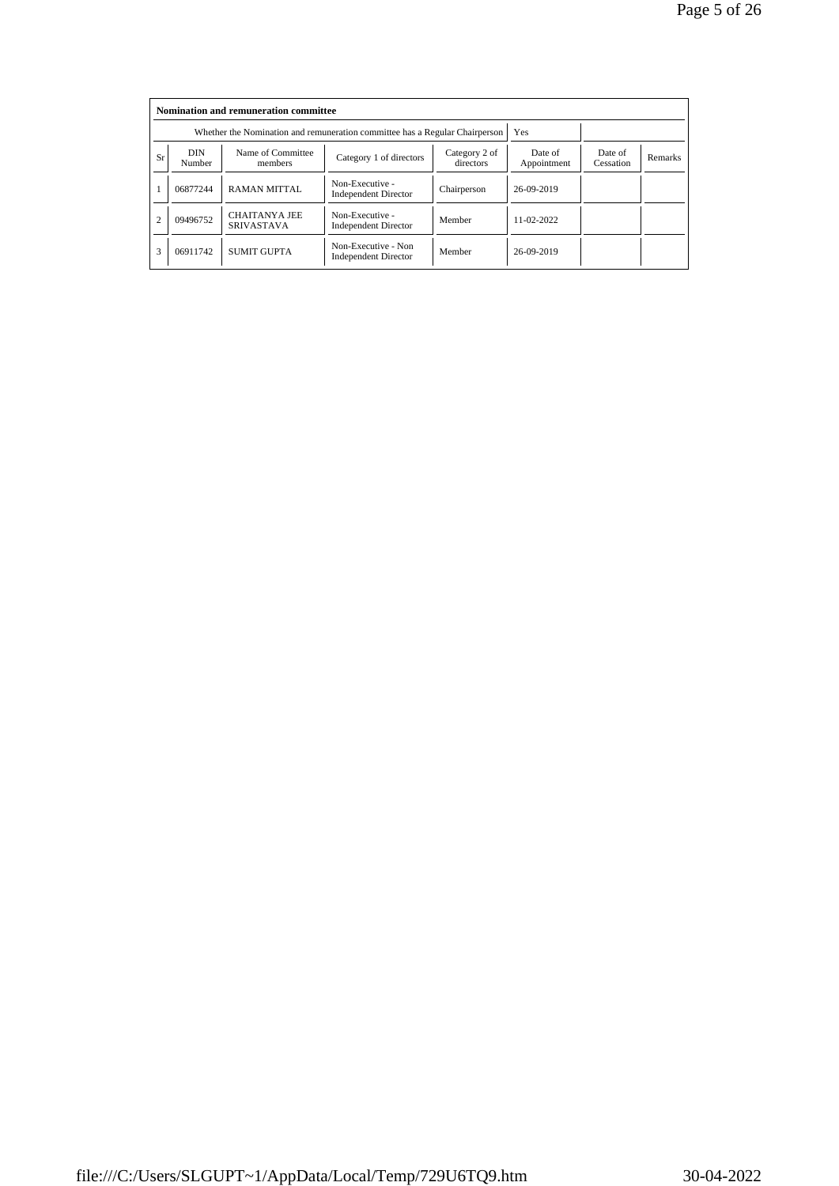| Nomination and remuneration committee | | | | | | | |
|---|---|---|---|---|---|---|---|
| Whether the Nomination and remuneration committee has a Regular Chairperson | | | | | Yes | | |
| Sr | DIN Number | Name of Committee members | Category 1 of directors | Category 2 of directors | Date of Appointment | Date of Cessation | Remarks |
| 1 | 06877244 | RAMAN MITTAL | Non-Executive - Independent Director | Chairperson | 26-09-2019 | | |
| 2 | 09496752 | CHAITANYA JEE SRIVASTAVA | Non-Executive - Independent Director | Member | 11-02-2022 | | |
| 3 | 06911742 | SUMIT GUPTA | Non-Executive - Non Independent Director | Member | 26-09-2019 | | |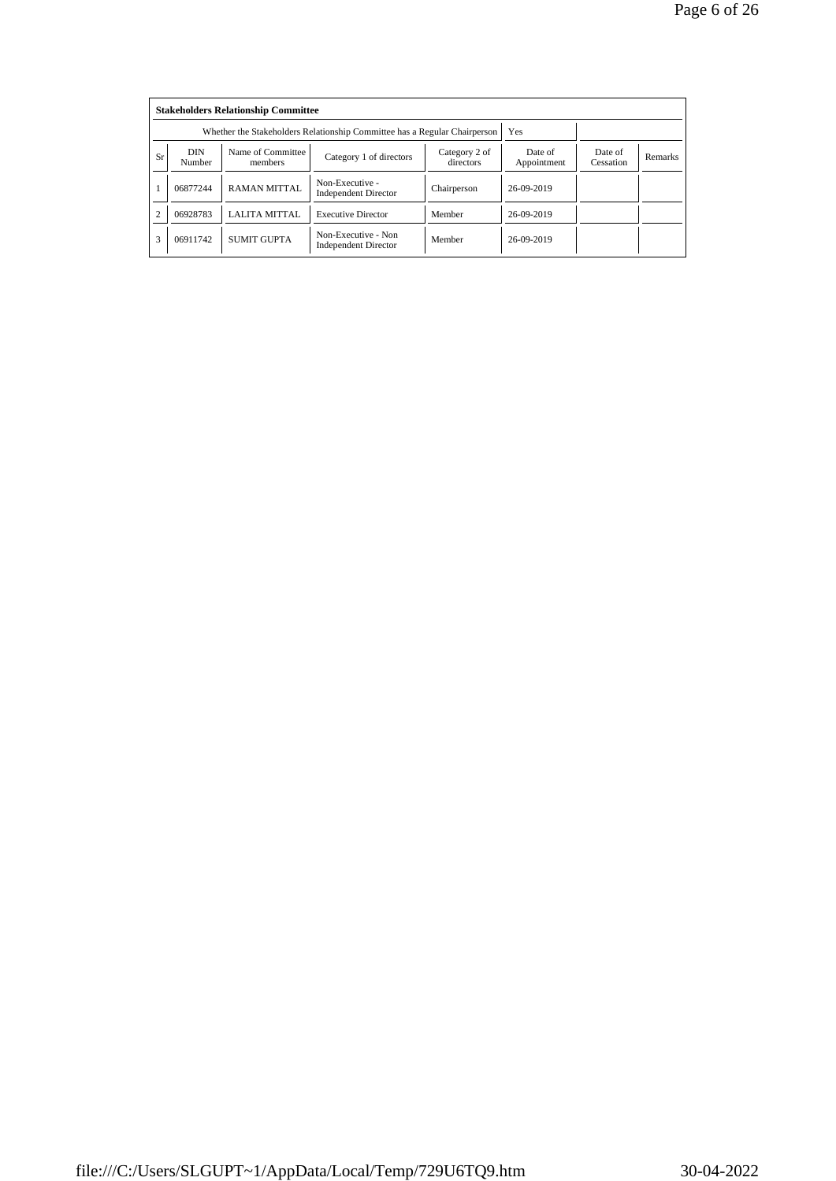| Stakeholders Relationship Committee | | | | | | | |
|---|---|---|---|---|---|---|---|
| Whether the Stakeholders Relationship Committee has a Regular Chairperson | | | | | Yes | | |
| Sr | DIN Number | Name of Committee members | Category 1 of directors | Category 2 of directors | Date of Appointment | Date of Cessation | Remarks |
| 1 | 06877244 | RAMAN MITTAL | Non-Executive - Independent Director | Chairperson | 26-09-2019 | | |
| 2 | 06928783 | LALITA MITTAL | Executive Director | Member | 26-09-2019 | | |
| 3 | 06911742 | SUMIT GUPTA | Non-Executive - Non Independent Director | Member | 26-09-2019 | | |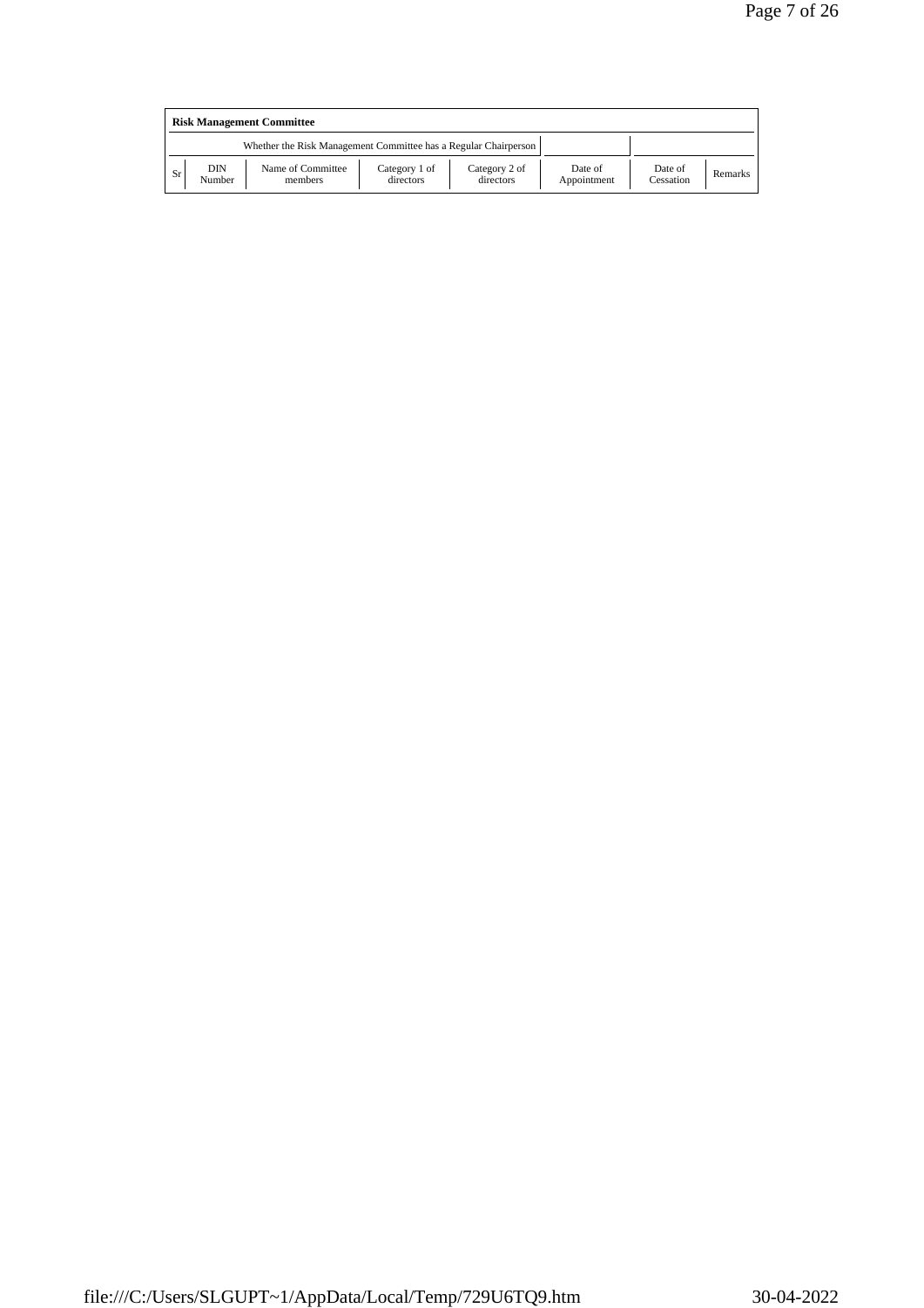**Risk Management Committee**

| Whether the Risk Management Committee has a Regular Chairperson | | | | | | | |
|---|---|---|---|---|---|---|---|
| Sr | DIN Number | Name of Committee members | Category 1 of directors | Category 2 of directors | Date of Appointment | Date of Cessation | Remarks |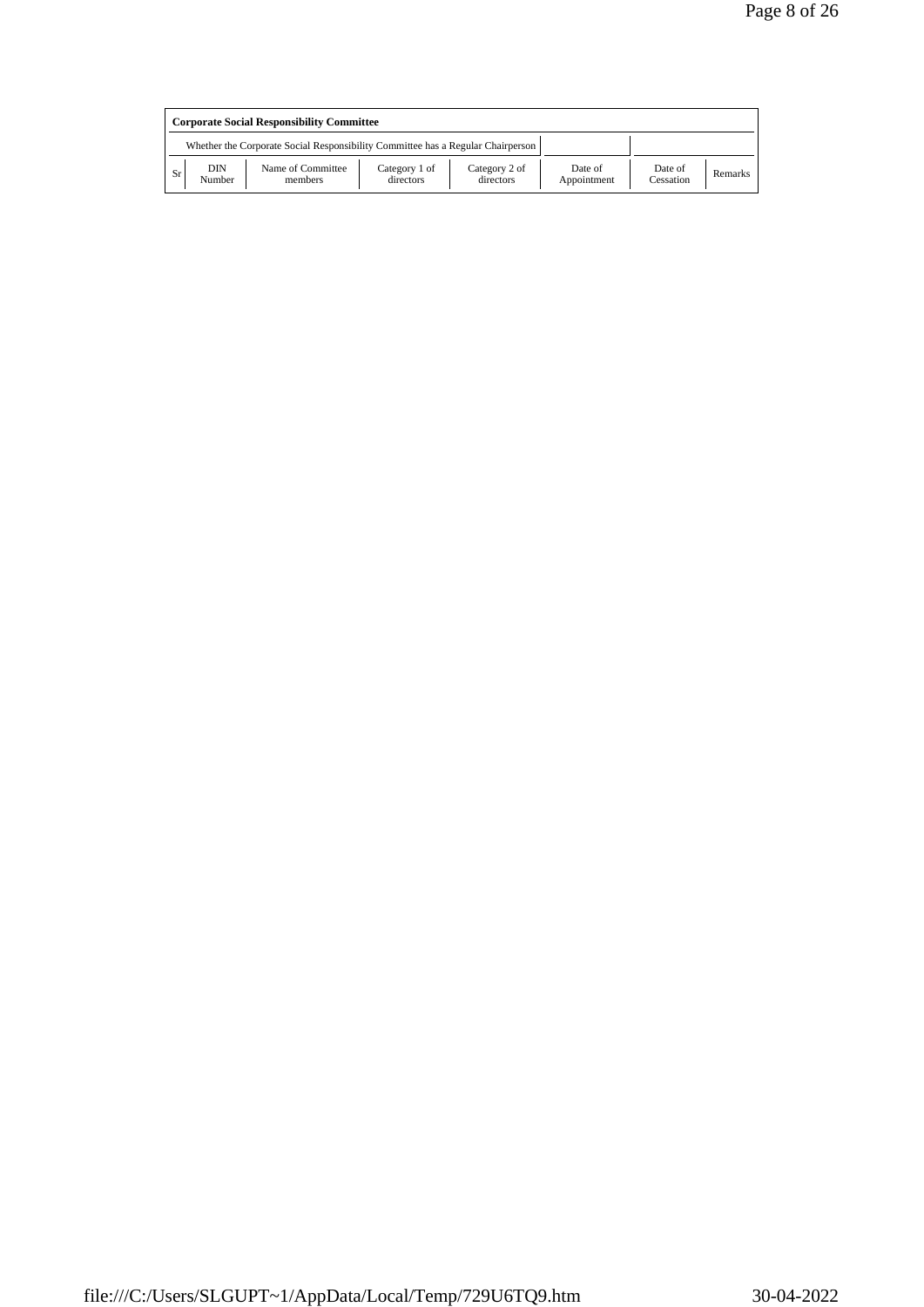**Corporate Social Responsibility Committee**

| Whether the Corporate Social Responsibility Committee has a Regular Chairperson | | | | | | | |
|---|---|---|---|---|---|---|---|
| Sr | DIN Number | Name of Committee members | Category 1 of directors | Category 2 of directors | Date of Appointment | Date of Cessation | Remarks |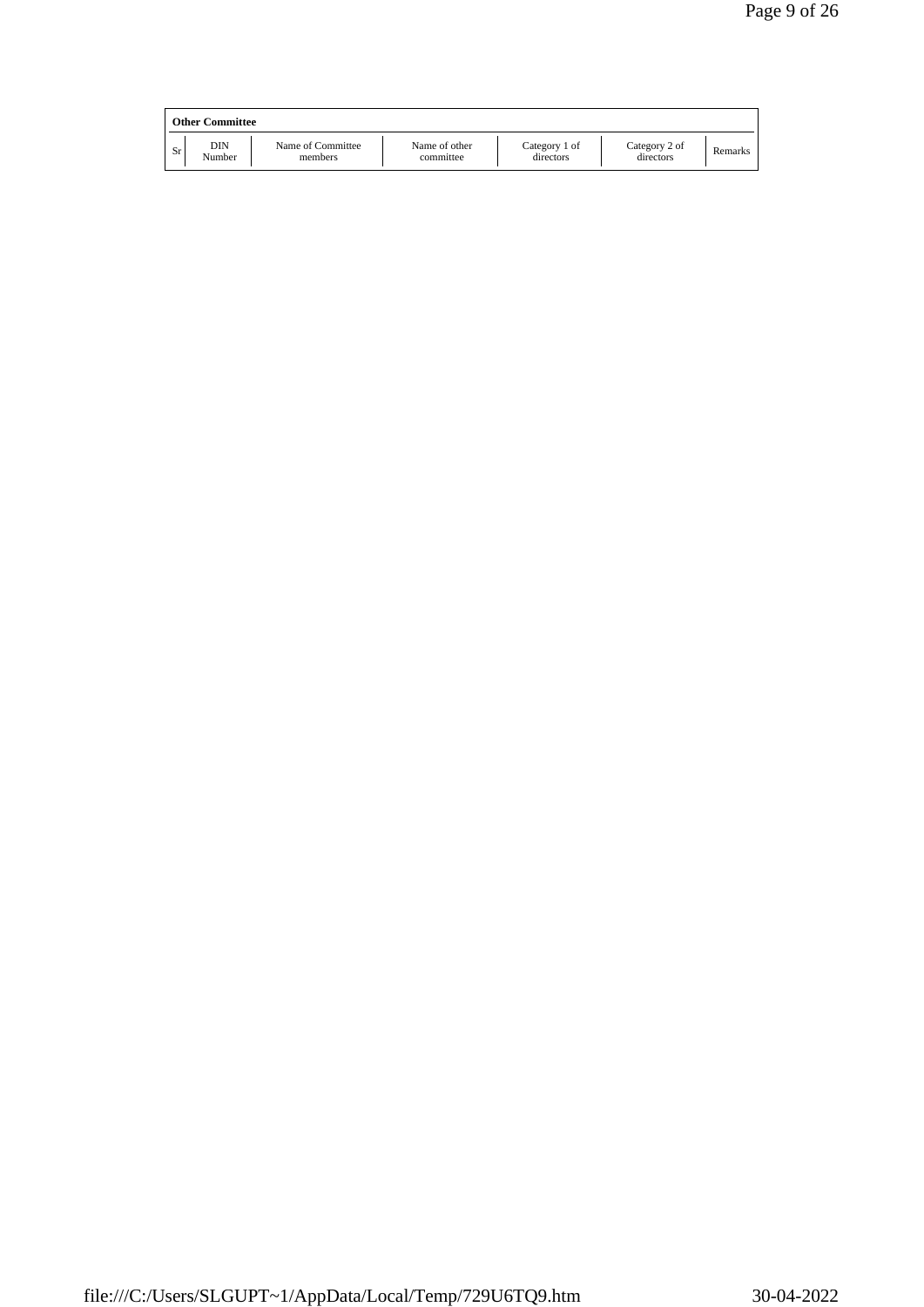**Other Committee**

| Sr | DIN Number | Name of Committee members | Name of other committee | Category 1 of directors | Category 2 of directors | Remarks |
|---|---|---|---|---|---|---|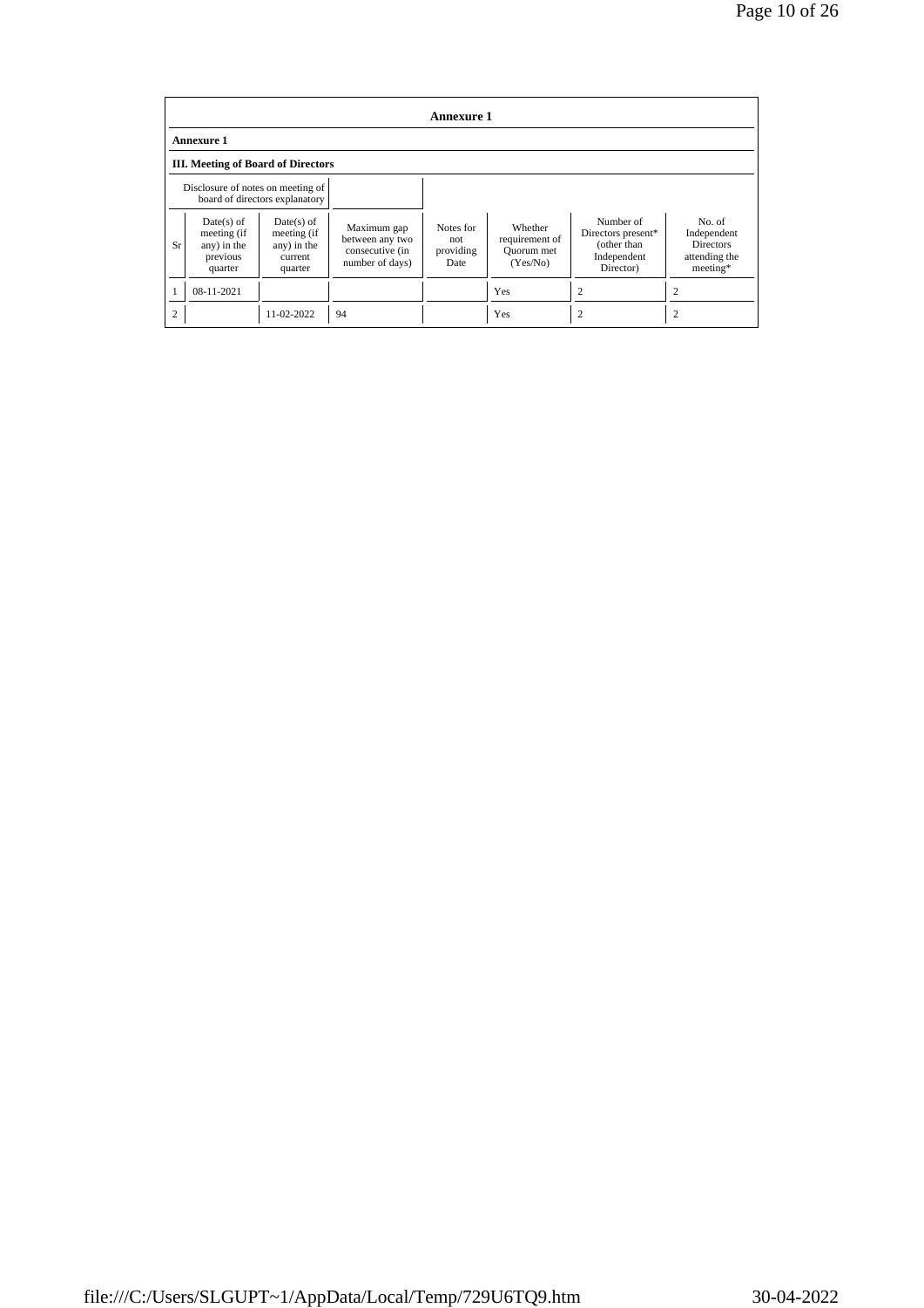**Annexure 1**

**Annexure 1**

**III. Meeting of Board of Directors**

| Disclosure of notes on meeting of board of directors explanatory | |
|---|---|

| Sr | Date(s) of meeting (if any) in the previous quarter | Date(s) of meeting (if any) in the current quarter | Maximum gap between any two consecutive (in number of days) | Notes for not providing Date | Whether requirement of Quorum met (Yes/No) | Number of Directors present* (other than Independent Director) | No. of Independent Directors attending the meeting* |
|---|---|---|---|---|---|---|---|
| 1 | 08-11-2021 | | | | Yes | 2 | 2 |
| 2 | | 11-02-2022 | 94 | | Yes | 2 | 2 |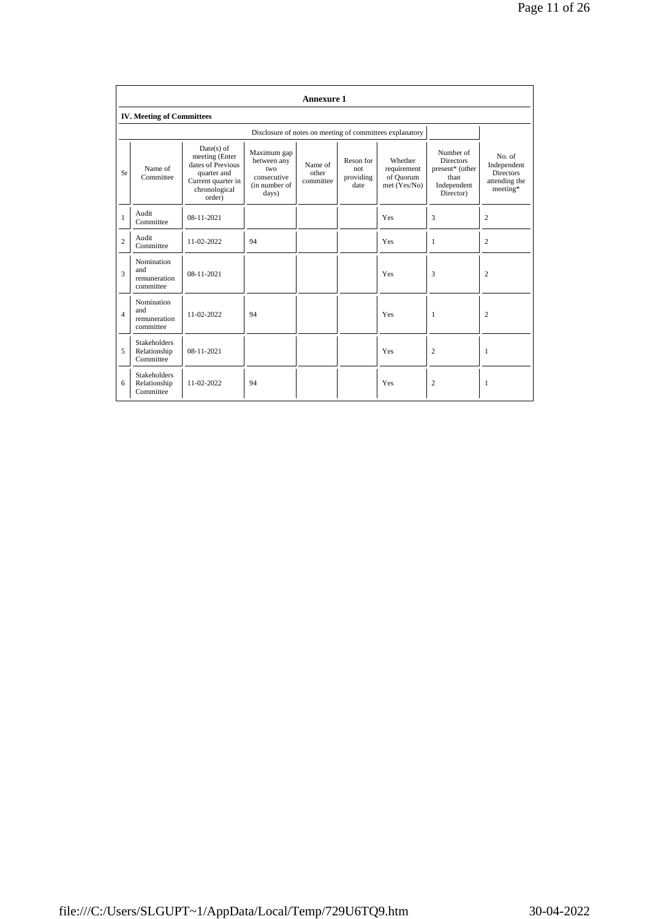## Annexure 1

### IV. Meeting of Committees

Disclosure of notes on meeting of committees explanatory

| Sr | Name of Committee | Date(s) of meeting (Enter dates of Previous quarter and Current quarter in chronological order) | Maximum gap between any two consecutive (in number of days) | Name of other committee | Reson for not providing date | Whether requirement of Quorum met (Yes/No) | Number of Directors present* (other than Independent Director) | No. of Independent Directors attending the meeting* |
|---|---|---|---|---|---|---|---|---|
| 1 | Audit Committee | 08-11-2021 | | | | Yes | 3 | 2 |
| 2 | Audit Committee | 11-02-2022 | 94 | | | Yes | 1 | 2 |
| 3 | Nomination and remuneration committee | 08-11-2021 | | | | Yes | 3 | 2 |
| 4 | Nomination and remuneration committee | 11-02-2022 | 94 | | | Yes | 1 | 2 |
| 5 | Stakeholders Relationship Committee | 08-11-2021 | | | | Yes | 2 | 1 |
| 6 | Stakeholders Relationship Committee | 11-02-2022 | 94 | | | Yes | 2 | 1 |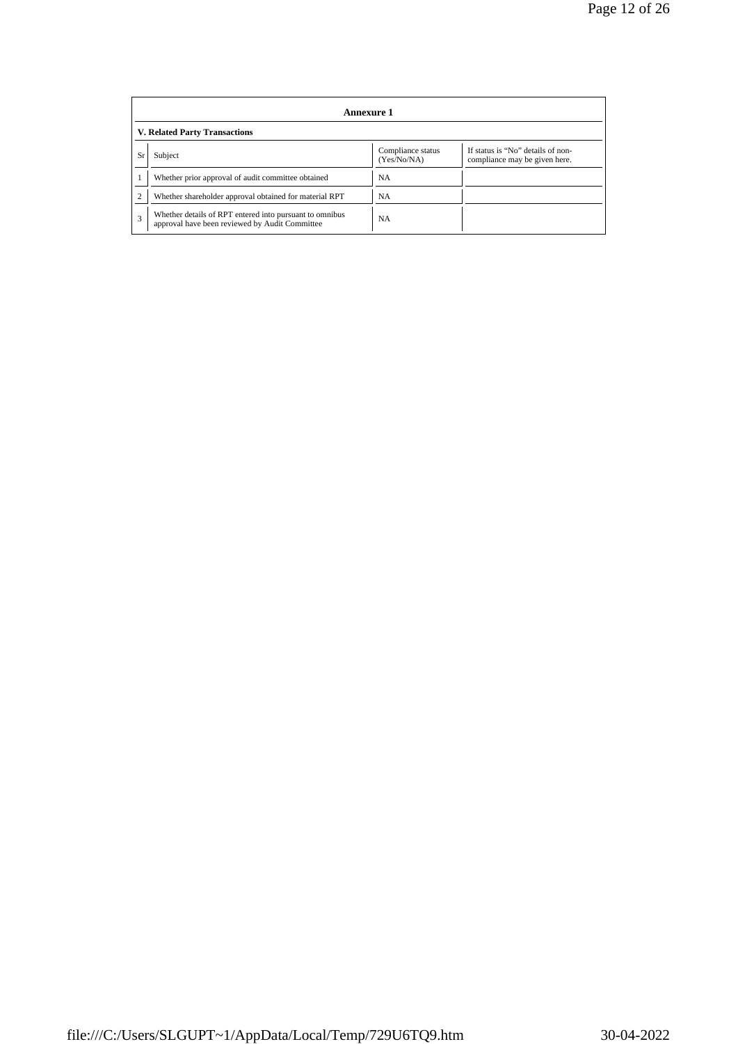## Annexure 1

### V. Related Party Transactions

| Sr | Subject | Compliance status (Yes/No/NA) | If status is “No” details of non-compliance may be given here. |
|---|---|---|---|
| 1 | Whether prior approval of audit committee obtained | NA | |
| 2 | Whether shareholder approval obtained for material RPT | NA | |
| 3 | Whether details of RPT entered into pursuant to omnibus approval have been reviewed by Audit Committee | NA | |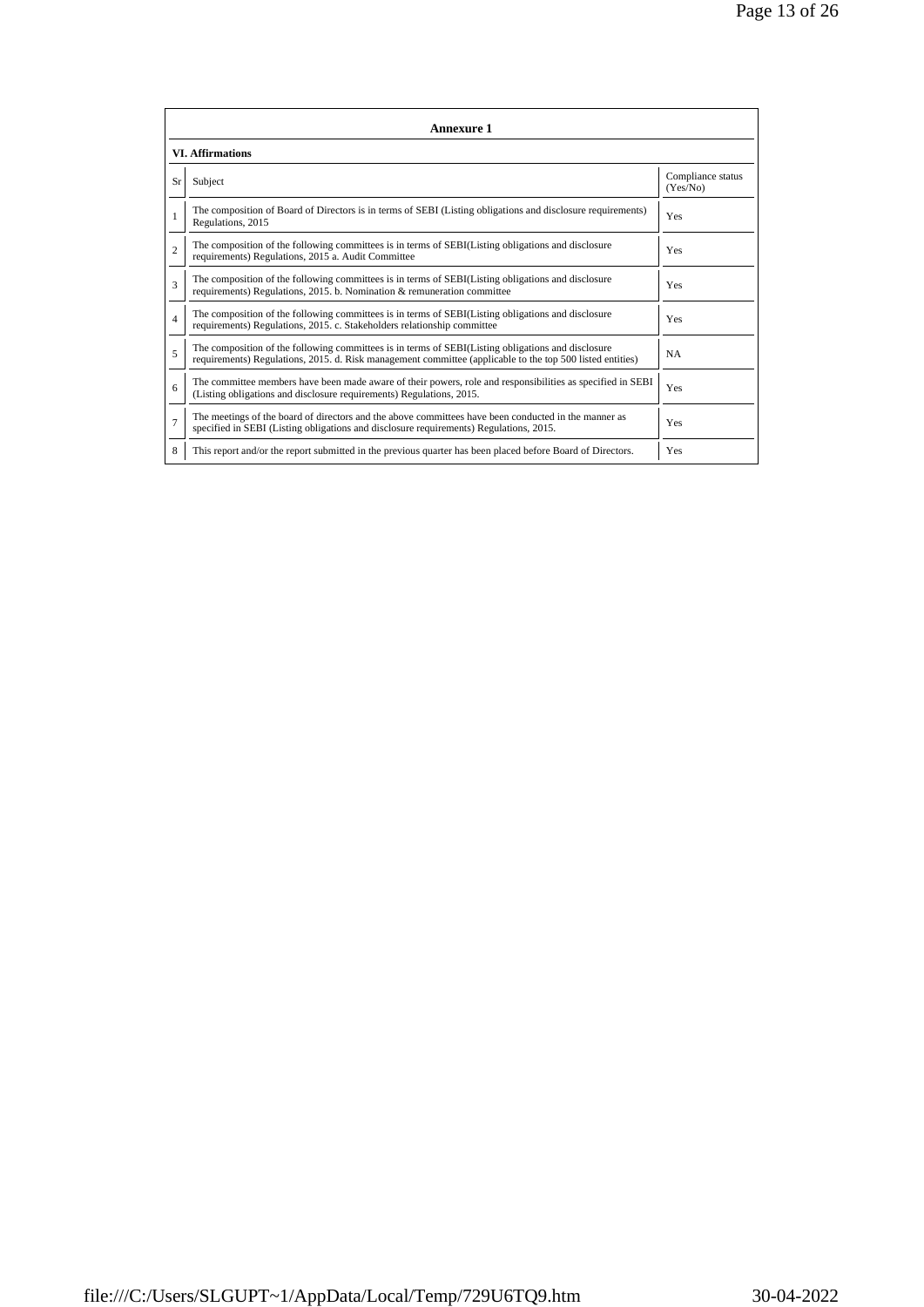## Annexure 1

### VI. Affirmations

| Sr | Subject | Compliance status (Yes/No) |
|---|---|---|
| 1 | The composition of Board of Directors is in terms of SEBI (Listing obligations and disclosure requirements) Regulations, 2015 | Yes |
| 2 | The composition of the following committees is in terms of SEBI(Listing obligations and disclosure requirements) Regulations, 2015 a. Audit Committee | Yes |
| 3 | The composition of the following committees is in terms of SEBI(Listing obligations and disclosure requirements) Regulations, 2015. b. Nomination & remuneration committee | Yes |
| 4 | The composition of the following committees is in terms of SEBI(Listing obligations and disclosure requirements) Regulations, 2015. c. Stakeholders relationship committee | Yes |
| 5 | The composition of the following committees is in terms of SEBI(Listing obligations and disclosure requirements) Regulations, 2015. d. Risk management committee (applicable to the top 500 listed entities) | NA |
| 6 | The committee members have been made aware of their powers, role and responsibilities as specified in SEBI (Listing obligations and disclosure requirements) Regulations, 2015. | Yes |
| 7 | The meetings of the board of directors and the above committees have been conducted in the manner as specified in SEBI (Listing obligations and disclosure requirements) Regulations, 2015. | Yes |
| 8 | This report and/or the report submitted in the previous quarter has been placed before Board of Directors. | Yes |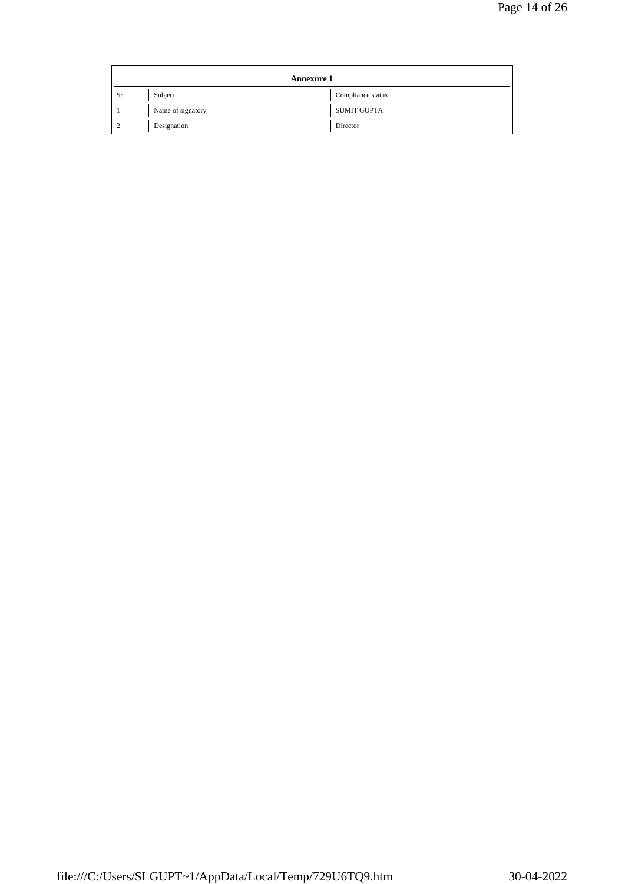| Annexure 1 | | |
|---|---|---|
| Sr | Subject | Compliance status |
| 1 | Name of signatory | SUMIT GUPTA |
| 2 | Designation | Director |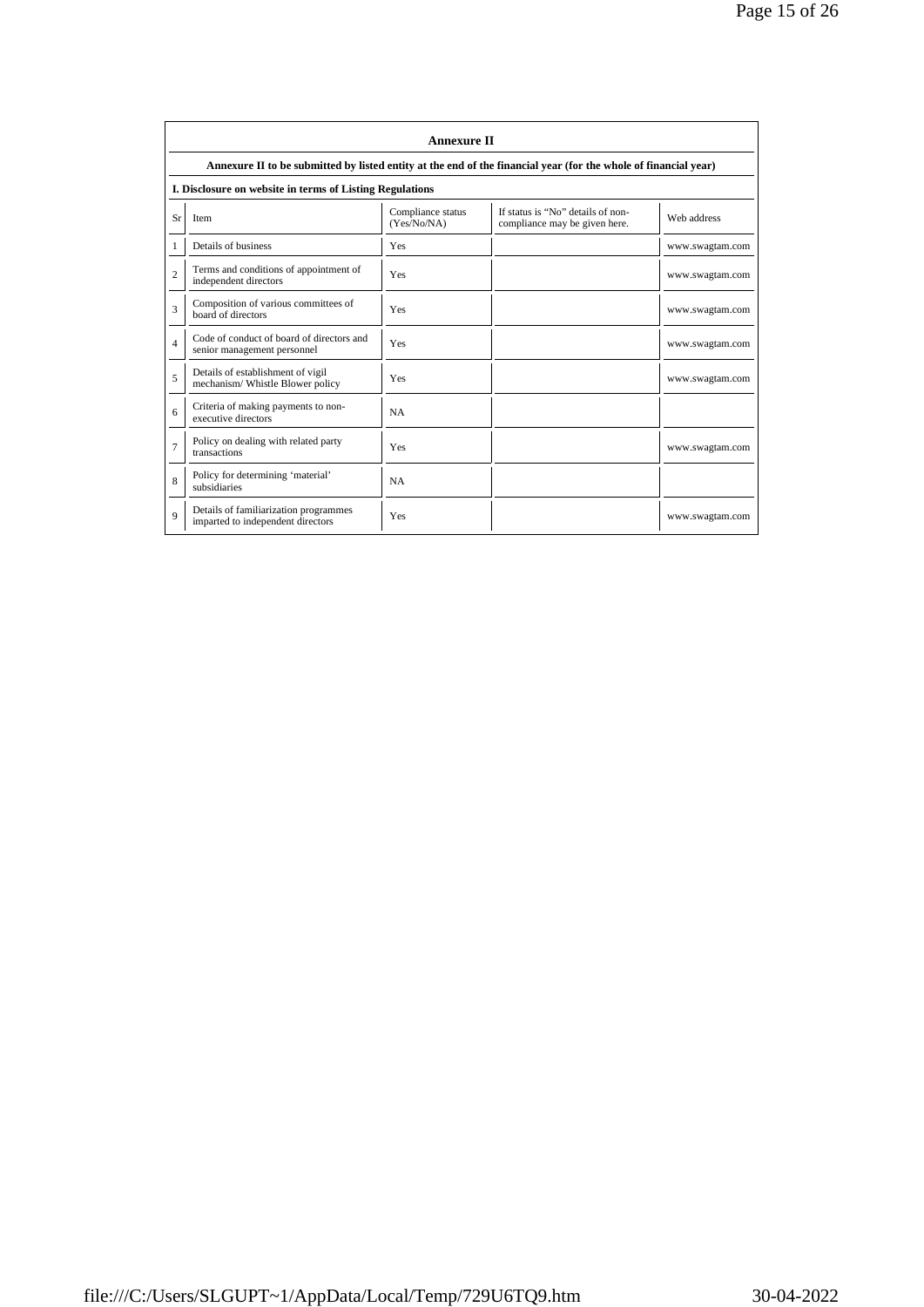## Annexure II

**Annexure II to be submitted by listed entity at the end of the financial year (for the whole of financial year)**

**I. Disclosure on website in terms of Listing Regulations**

| Sr | Item | Compliance status (Yes/No/NA) | If status is "No" details of non-compliance may be given here. | Web address |
|---|---|---|---|---|
| 1 | Details of business | Yes | | www.swagtam.com |
| 2 | Terms and conditions of appointment of independent directors | Yes | | www.swagtam.com |
| 3 | Composition of various committees of board of directors | Yes | | www.swagtam.com |
| 4 | Code of conduct of board of directors and senior management personnel | Yes | | www.swagtam.com |
| 5 | Details of establishment of vigil mechanism/ Whistle Blower policy | Yes | | www.swagtam.com |
| 6 | Criteria of making payments to non-executive directors | NA | | |
| 7 | Policy on dealing with related party transactions | Yes | | www.swagtam.com |
| 8 | Policy for determining 'material' subsidiaries | NA | | |
| 9 | Details of familiarization programmes imparted to independent directors | Yes | | www.swagtam.com |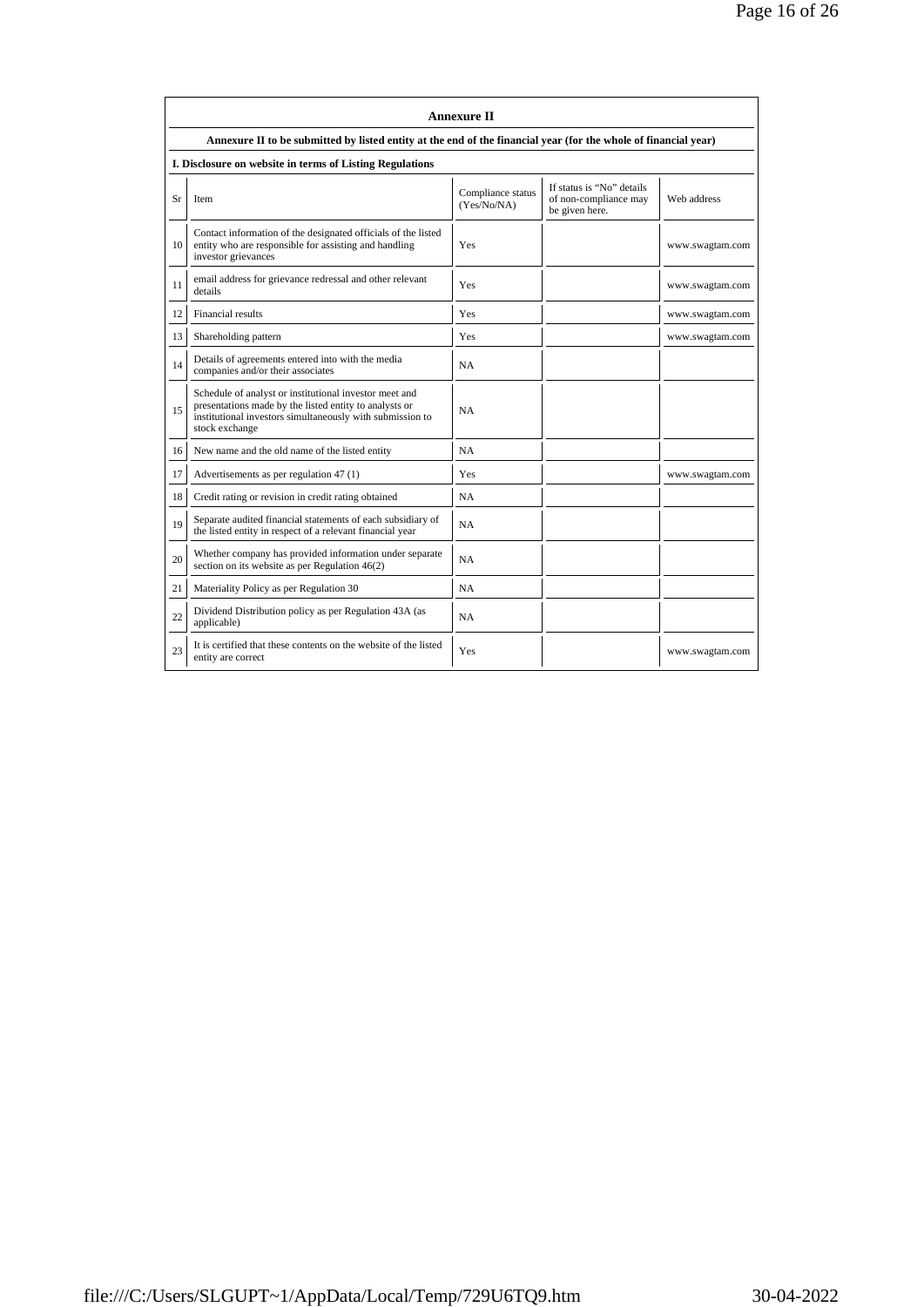## Annexure II

**Annexure II to be submitted by listed entity at the end of the financial year (for the whole of financial year)**

**I. Disclosure on website in terms of Listing Regulations**

| Sr | Item | Compliance status (Yes/No/NA) | If status is "No" details of non-compliance may be given here. | Web address |
|---|---|---|---|---|
| 10 | Contact information of the designated officials of the listed entity who are responsible for assisting and handling investor grievances | Yes | | www.swagtam.com |
| 11 | email address for grievance redressal and other relevant details | Yes | | www.swagtam.com |
| 12 | Financial results | Yes | | www.swagtam.com |
| 13 | Shareholding pattern | Yes | | www.swagtam.com |
| 14 | Details of agreements entered into with the media companies and/or their associates | NA | | |
| 15 | Schedule of analyst or institutional investor meet and presentations made by the listed entity to analysts or institutional investors simultaneously with submission to stock exchange | NA | | |
| 16 | New name and the old name of the listed entity | NA | | |
| 17 | Advertisements as per regulation 47 (1) | Yes | | www.swagtam.com |
| 18 | Credit rating or revision in credit rating obtained | NA | | |
| 19 | Separate audited financial statements of each subsidiary of the listed entity in respect of a relevant financial year | NA | | |
| 20 | Whether company has provided information under separate section on its website as per Regulation 46(2) | NA | | |
| 21 | Materiality Policy as per Regulation 30 | NA | | |
| 22 | Dividend Distribution policy as per Regulation 43A (as applicable) | NA | | |
| 23 | It is certified that these contents on the website of the listed entity are correct | Yes | | www.swagtam.com |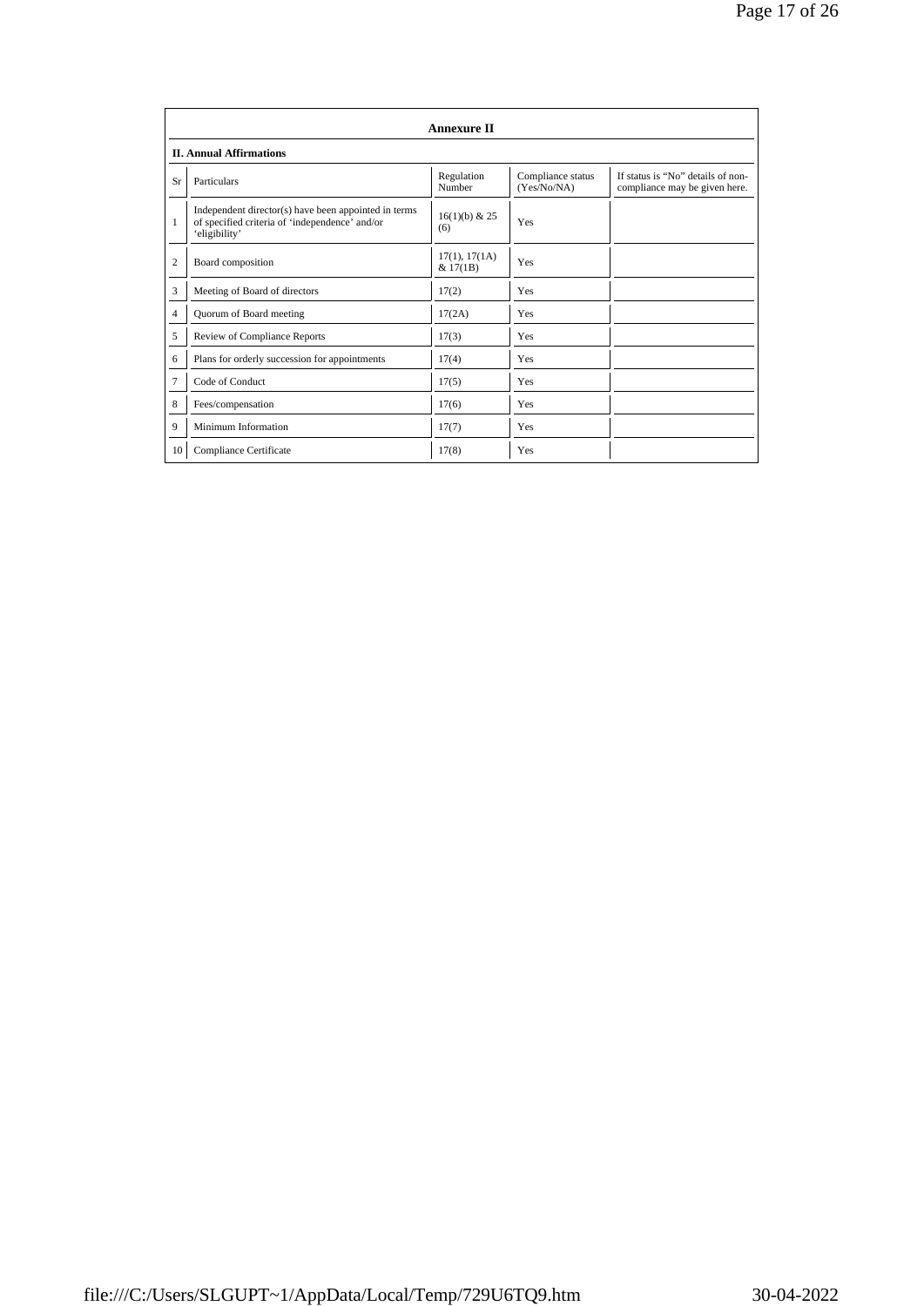## Annexure II

### II. Annual Affirmations

| Sr | Particulars | Regulation Number | Compliance status (Yes/No/NA) | If status is "No" details of non-compliance may be given here. |
|---|---|---|---|---|
| 1 | Independent director(s) have been appointed in terms of specified criteria of 'independence' and/or 'eligibility' | 16(1)(b) & 25 (6) | Yes | |
| 2 | Board composition | 17(1), 17(1A) & 17(1B) | Yes | |
| 3 | Meeting of Board of directors | 17(2) | Yes | |
| 4 | Quorum of Board meeting | 17(2A) | Yes | |
| 5 | Review of Compliance Reports | 17(3) | Yes | |
| 6 | Plans for orderly succession for appointments | 17(4) | Yes | |
| 7 | Code of Conduct | 17(5) | Yes | |
| 8 | Fees/compensation | 17(6) | Yes | |
| 9 | Minimum Information | 17(7) | Yes | |
| 10 | Compliance Certificate | 17(8) | Yes | |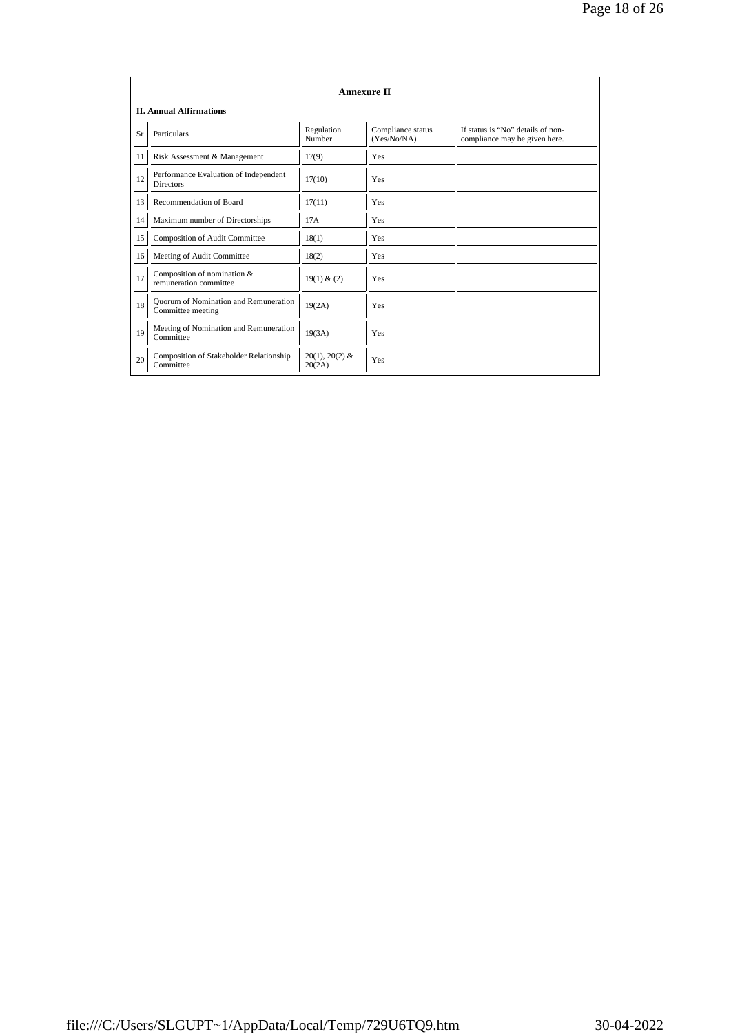## Annexure II

### II. Annual Affirmations

| Sr | Particulars | Regulation Number | Compliance status (Yes/No/NA) | If status is "No" details of non-compliance may be given here. |
|---|---|---|---|---|
| 11 | Risk Assessment & Management | 17(9) | Yes | |
| 12 | Performance Evaluation of Independent Directors | 17(10) | Yes | |
| 13 | Recommendation of Board | 17(11) | Yes | |
| 14 | Maximum number of Directorships | 17A | Yes | |
| 15 | Composition of Audit Committee | 18(1) | Yes | |
| 16 | Meeting of Audit Committee | 18(2) | Yes | |
| 17 | Composition of nomination & remuneration committee | 19(1) & (2) | Yes | |
| 18 | Quorum of Nomination and Remuneration Committee meeting | 19(2A) | Yes | |
| 19 | Meeting of Nomination and Remuneration Committee | 19(3A) | Yes | |
| 20 | Composition of Stakeholder Relationship Committee | 20(1), 20(2) & 20(2A) | Yes | |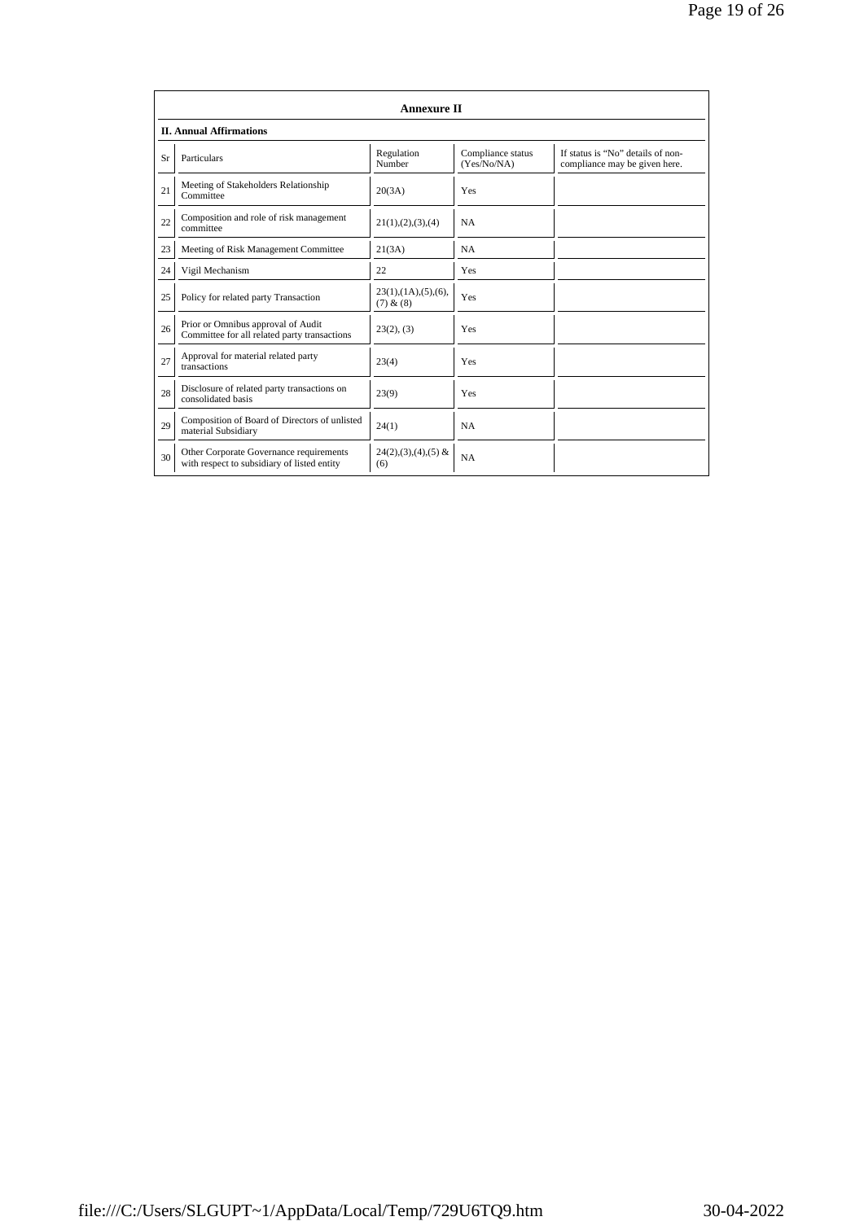## Annexure II

### II. Annual Affirmations

| Sr | Particulars | Regulation Number | Compliance status (Yes/No/NA) | If status is "No" details of non-compliance may be given here. |
|---|---|---|---|---|
| 21 | Meeting of Stakeholders Relationship Committee | 20(3A) | Yes | |
| 22 | Composition and role of risk management committee | 21(1),(2),(3),(4) | NA | |
| 23 | Meeting of Risk Management Committee | 21(3A) | NA | |
| 24 | Vigil Mechanism | 22 | Yes | |
| 25 | Policy for related party Transaction | 23(1),(1A),(5),(6),(7) & (8) | Yes | |
| 26 | Prior or Omnibus approval of Audit Committee for all related party transactions | 23(2), (3) | Yes | |
| 27 | Approval for material related party transactions | 23(4) | Yes | |
| 28 | Disclosure of related party transactions on consolidated basis | 23(9) | Yes | |
| 29 | Composition of Board of Directors of unlisted material Subsidiary | 24(1) | NA | |
| 30 | Other Corporate Governance requirements with respect to subsidiary of listed entity | 24(2),(3),(4),(5) & (6) | NA | |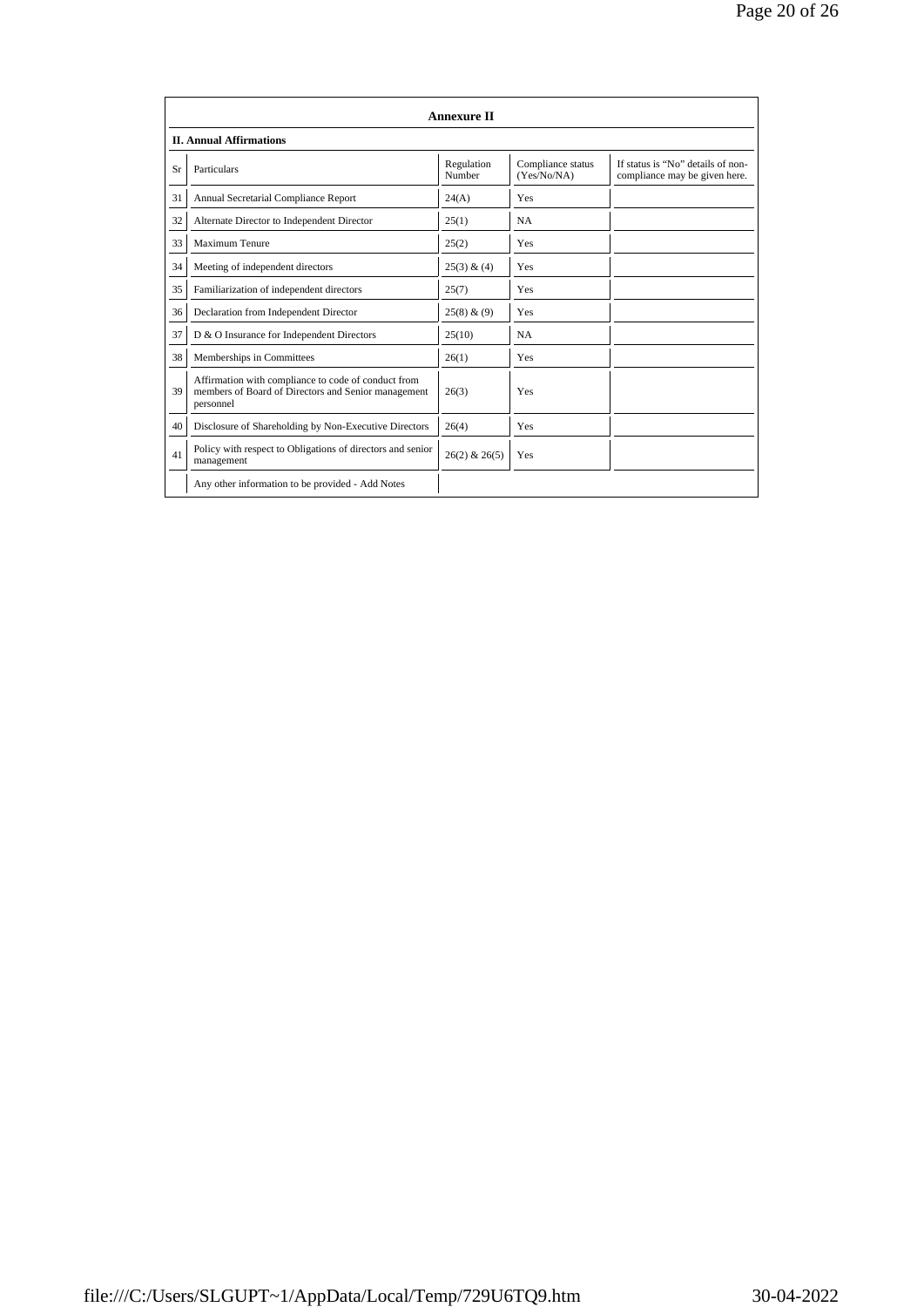## Annexure II

### II. Annual Affirmations

| Sr | Particulars | Regulation Number | Compliance status (Yes/No/NA) | If status is "No" details of non-compliance may be given here. |
|---|---|---|---|---|
| 31 | Annual Secretarial Compliance Report | 24(A) | Yes | |
| 32 | Alternate Director to Independent Director | 25(1) | NA | |
| 33 | Maximum Tenure | 25(2) | Yes | |
| 34 | Meeting of independent directors | 25(3) & (4) | Yes | |
| 35 | Familiarization of independent directors | 25(7) | Yes | |
| 36 | Declaration from Independent Director | 25(8) & (9) | Yes | |
| 37 | D & O Insurance for Independent Directors | 25(10) | NA | |
| 38 | Memberships in Committees | 26(1) | Yes | |
| 39 | Affirmation with compliance to code of conduct from members of Board of Directors and Senior management personnel | 26(3) | Yes | |
| 40 | Disclosure of Shareholding by Non-Executive Directors | 26(4) | Yes | |
| 41 | Policy with respect to Obligations of directors and senior management | 26(2) & 26(5) | Yes | |
| | Any other information to be provided - Add Notes | | | |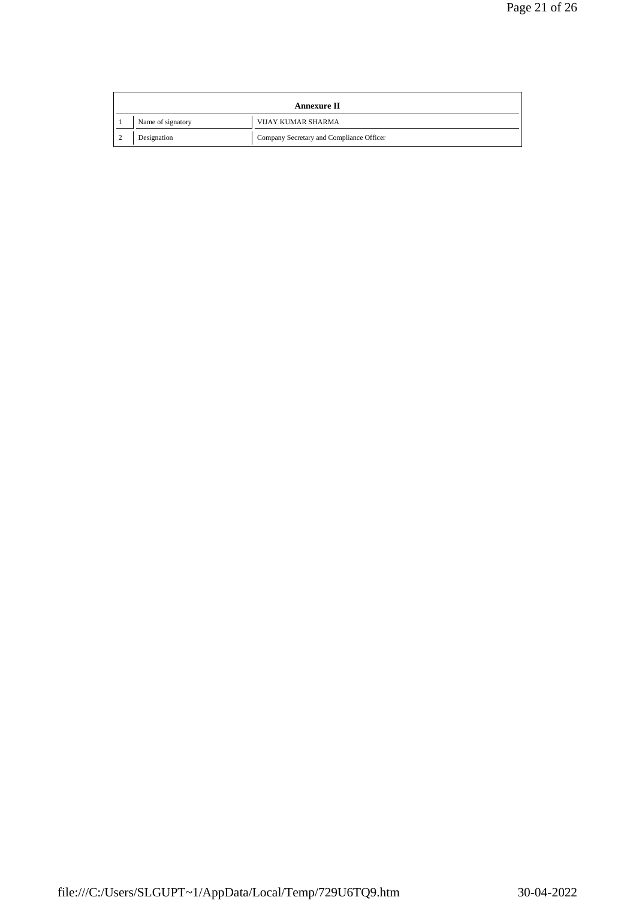| Annexure II | | |
|---|---|---|
| 1 | Name of signatory | VIJAY KUMAR SHARMA |
| 2 | Designation | Company Secretary and Compliance Officer |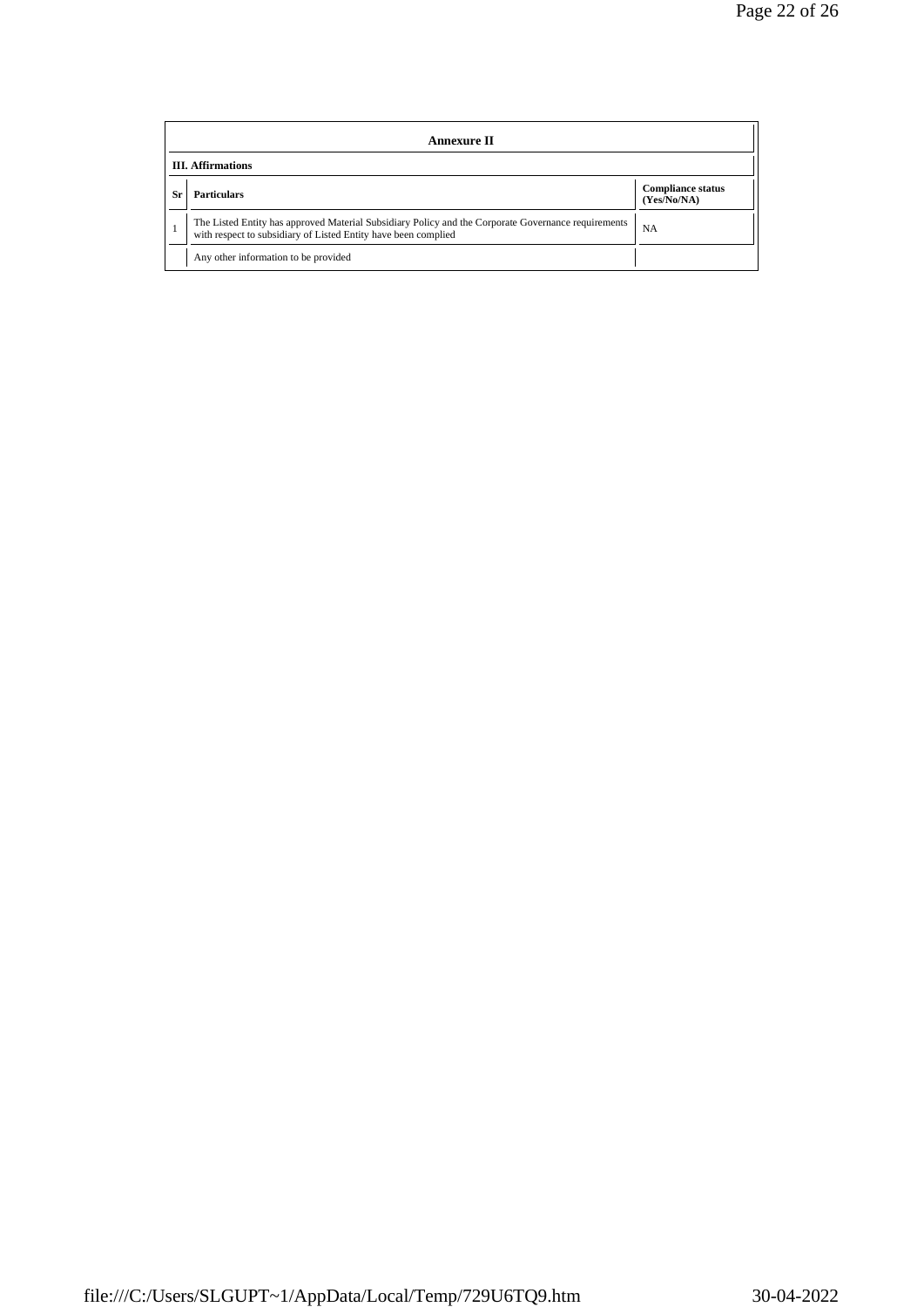| Annexure II | | |
|---|---|---|
| **III. Affirmations** | | |
| **Sr** | **Particulars** | **Compliance status (Yes/No/NA)** |
| 1 | The Listed Entity has approved Material Subsidiary Policy and the Corporate Governance requirements with respect to subsidiary of Listed Entity have been complied | NA |
| | Any other information to be provided | |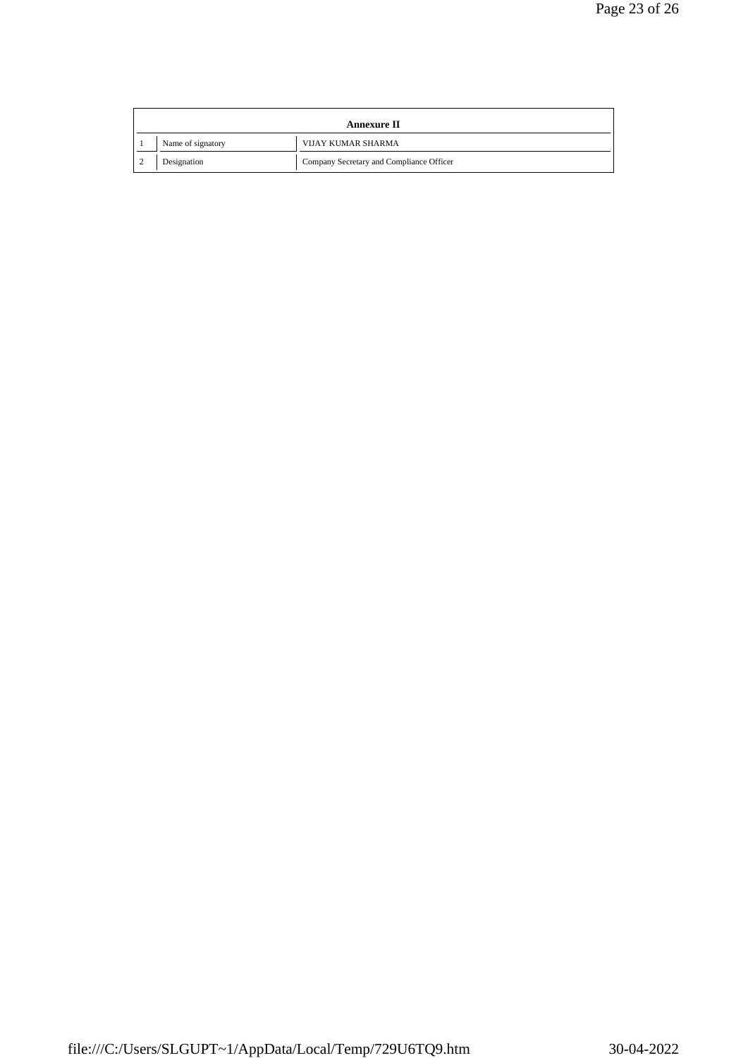| Annexure II | | |
|---|---|---|
| 1 | Name of signatory | VIJAY KUMAR SHARMA |
| 2 | Designation | Company Secretary and Compliance Officer |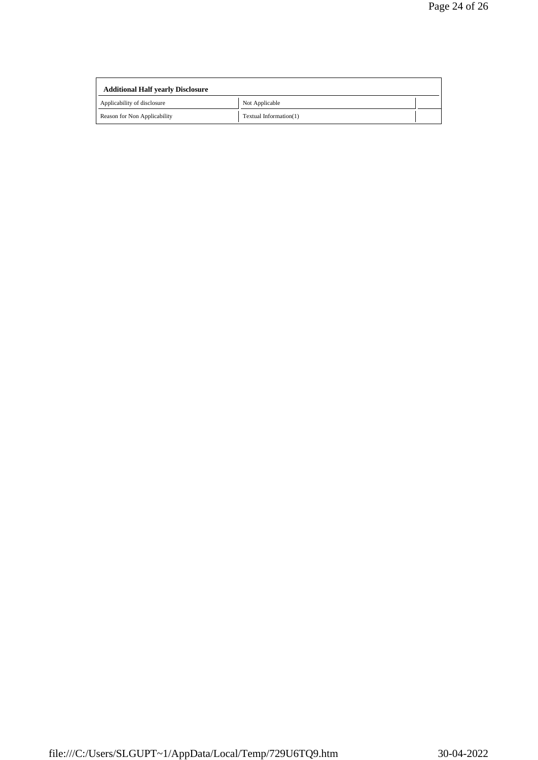| Additional Half yearly Disclosure | | |
|---|---|---|
| Applicability of disclosure | Not Applicable | |
| Reason for Non Applicability | Textual Information(1) | |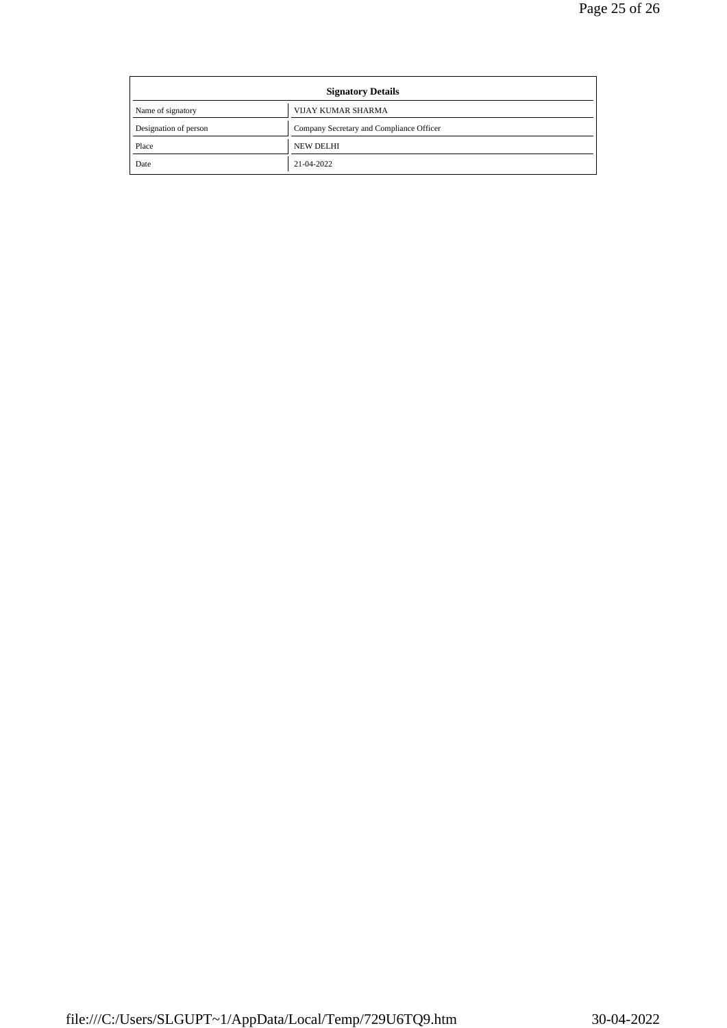| Signatory Details | |
|---|---|
| Name of signatory | VIJAY KUMAR SHARMA |
| Designation of person | Company Secretary and Compliance Officer |
| Place | NEW DELHI |
| Date | 21-04-2022 |